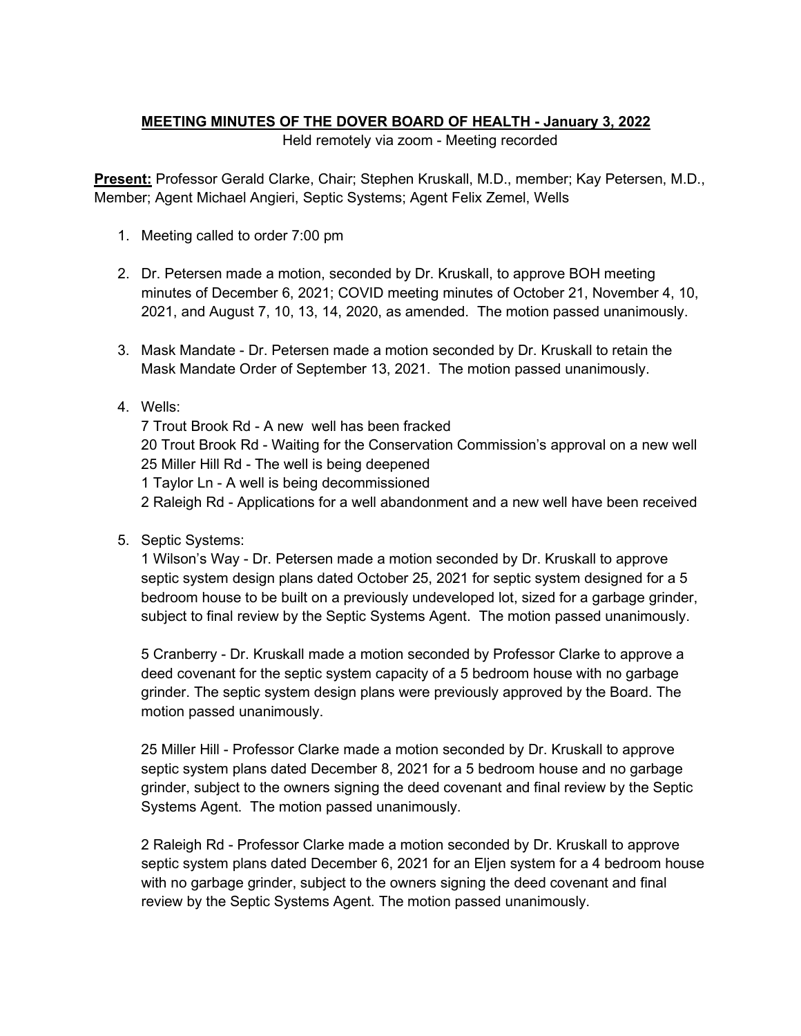**MEETING MINUTES OF THE DOVER BOARD OF HEALTH - January 3, 2022**

Held remotely via zoom - Meeting recorded

**Present:** Professor Gerald Clarke, Chair; Stephen Kruskall, M.D., member; Kay Petersen, M.D., Member; Agent Michael Angieri, Septic Systems; Agent Felix Zemel, Wells

1. Meeting called to order 7:00 pm

2. Dr. Petersen made a motion, seconded by Dr. Kruskall, to approve BOH meeting minutes of December 6, 2021; COVID meeting minutes of October 21, November 4, 10, 2021, and August 7, 10, 13, 14, 2020, as amended. The motion passed unanimously.

3. Mask Mandate - Dr. Petersen made a motion seconded by Dr. Kruskall to retain the Mask Mandate Order of September 13, 2021. The motion passed unanimously.

4. Wells:
   7 Trout Brook Rd - A new well has been fracked
   20 Trout Brook Rd - Waiting for the Conservation Commission's approval on a new well
   25 Miller Hill Rd - The well is being deepened
   1 Taylor Ln - A well is being decommissioned
   2 Raleigh Rd - Applications for a well abandonment and a new well have been received

5. Septic Systems:
   1 Wilson's Way - Dr. Petersen made a motion seconded by Dr. Kruskall to approve septic system design plans dated October 25, 2021 for septic system designed for a 5 bedroom house to be built on a previously undeveloped lot, sized for a garbage grinder, subject to final review by the Septic Systems Agent. The motion passed unanimously.

   5 Cranberry - Dr. Kruskall made a motion seconded by Professor Clarke to approve a deed covenant for the septic system capacity of a 5 bedroom house with no garbage grinder. The septic system design plans were previously approved by the Board. The motion passed unanimously.

   25 Miller Hill - Professor Clarke made a motion seconded by Dr. Kruskall to approve septic system plans dated December 8, 2021 for a 5 bedroom house and no garbage grinder, subject to the owners signing the deed covenant and final review by the Septic Systems Agent. The motion passed unanimously.

   2 Raleigh Rd - Professor Clarke made a motion seconded by Dr. Kruskall to approve septic system plans dated December 6, 2021 for an Eljen system for a 4 bedroom house with no garbage grinder, subject to the owners signing the deed covenant and final review by the Septic Systems Agent. The motion passed unanimously.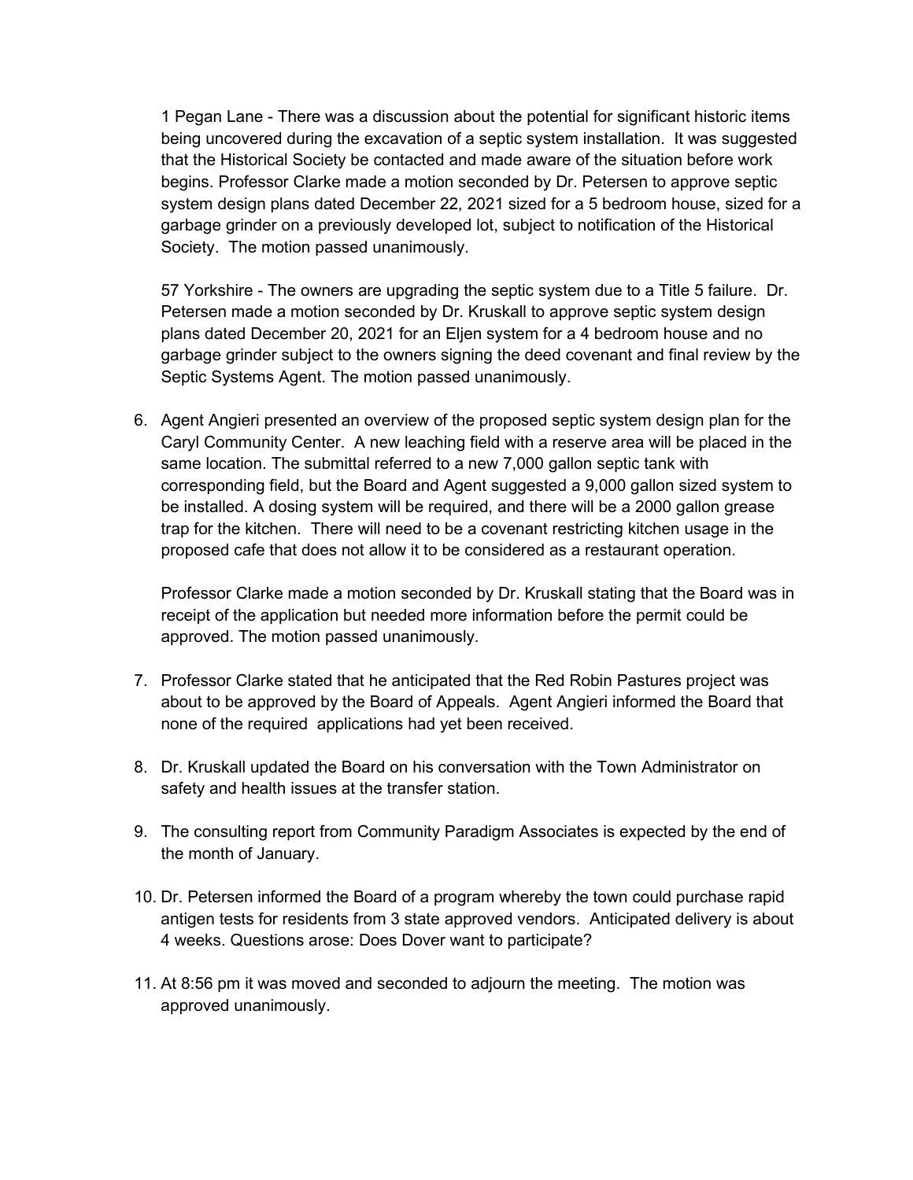1 Pegan Lane - There was a discussion about the potential for significant historic items being uncovered during the excavation of a septic system installation. It was suggested that the Historical Society be contacted and made aware of the situation before work begins. Professor Clarke made a motion seconded by Dr. Petersen to approve septic system design plans dated December 22, 2021 sized for a 5 bedroom house, sized for a garbage grinder on a previously developed lot, subject to notification of the Historical Society. The motion passed unanimously.

57 Yorkshire - The owners are upgrading the septic system due to a Title 5 failure. Dr. Petersen made a motion seconded by Dr. Kruskall to approve septic system design plans dated December 20, 2021 for an Eljen system for a 4 bedroom house and no garbage grinder subject to the owners signing the deed covenant and final review by the Septic Systems Agent. The motion passed unanimously.

6. Agent Angieri presented an overview of the proposed septic system design plan for the Caryl Community Center. A new leaching field with a reserve area will be placed in the same location. The submittal referred to a new 7,000 gallon septic tank with corresponding field, but the Board and Agent suggested a 9,000 gallon sized system to be installed. A dosing system will be required, and there will be a 2000 gallon grease trap for the kitchen. There will need to be a covenant restricting kitchen usage in the proposed cafe that does not allow it to be considered as a restaurant operation.

   Professor Clarke made a motion seconded by Dr. Kruskall stating that the Board was in receipt of the application but needed more information before the permit could be approved. The motion passed unanimously.

7. Professor Clarke stated that he anticipated that the Red Robin Pastures project was about to be approved by the Board of Appeals. Agent Angieri informed the Board that none of the required applications had yet been received.

8. Dr. Kruskall updated the Board on his conversation with the Town Administrator on safety and health issues at the transfer station.

9. The consulting report from Community Paradigm Associates is expected by the end of the month of January.

10. Dr. Petersen informed the Board of a program whereby the town could purchase rapid antigen tests for residents from 3 state approved vendors. Anticipated delivery is about 4 weeks. Questions arose: Does Dover want to participate?

11. At 8:56 pm it was moved and seconded to adjourn the meeting. The motion was approved unanimously.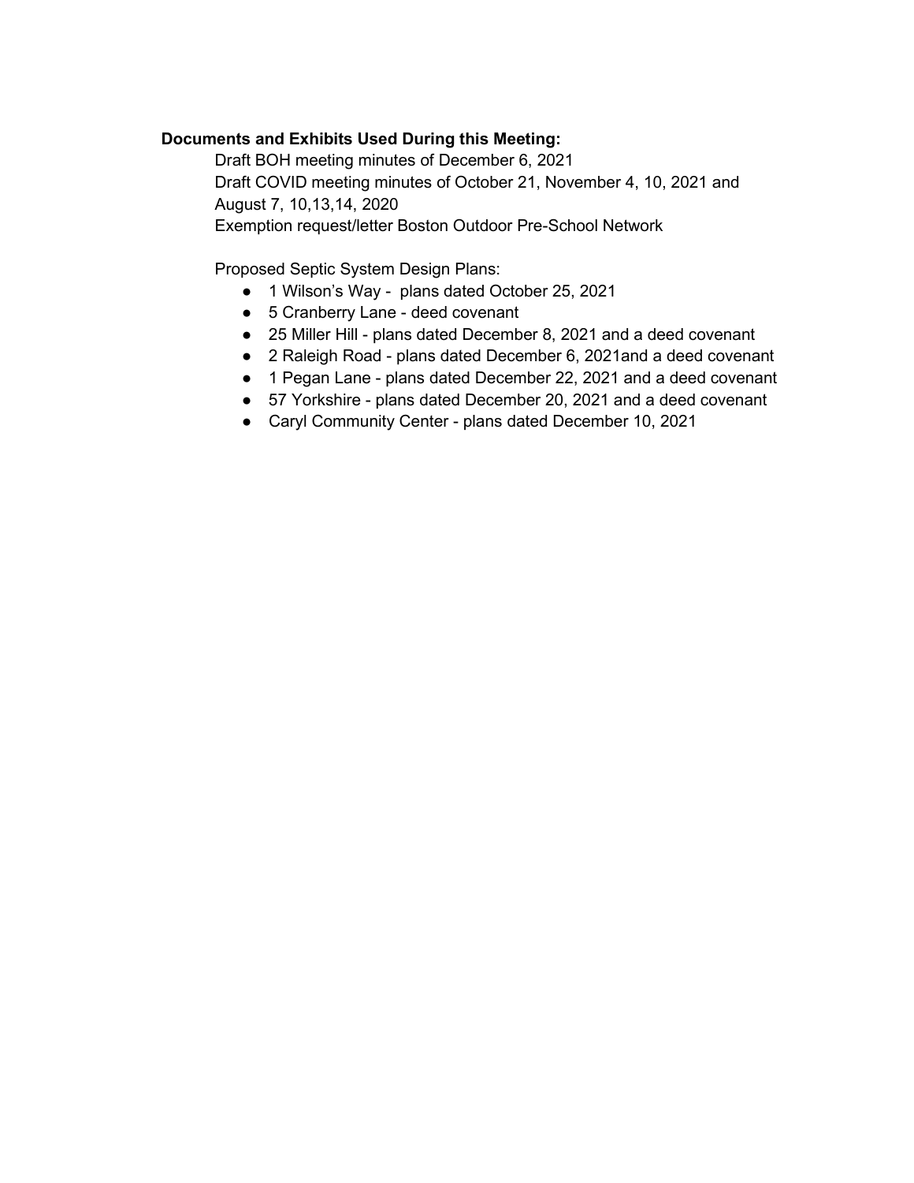**Documents and Exhibits Used During this Meeting:**

Draft BOH meeting minutes of December 6, 2021
Draft COVID meeting minutes of October 21, November 4, 10, 2021 and August 7, 10,13,14, 2020
Exemption request/letter Boston Outdoor Pre-School Network

Proposed Septic System Design Plans:

- 1 Wilson's Way - plans dated October 25, 2021
- 5 Cranberry Lane - deed covenant
- 25 Miller Hill - plans dated December 8, 2021 and a deed covenant
- 2 Raleigh Road - plans dated December 6, 2021and a deed covenant
- 1 Pegan Lane - plans dated December 22, 2021 and a deed covenant
- 57 Yorkshire - plans dated December 20, 2021 and a deed covenant
- Caryl Community Center - plans dated December 10, 2021